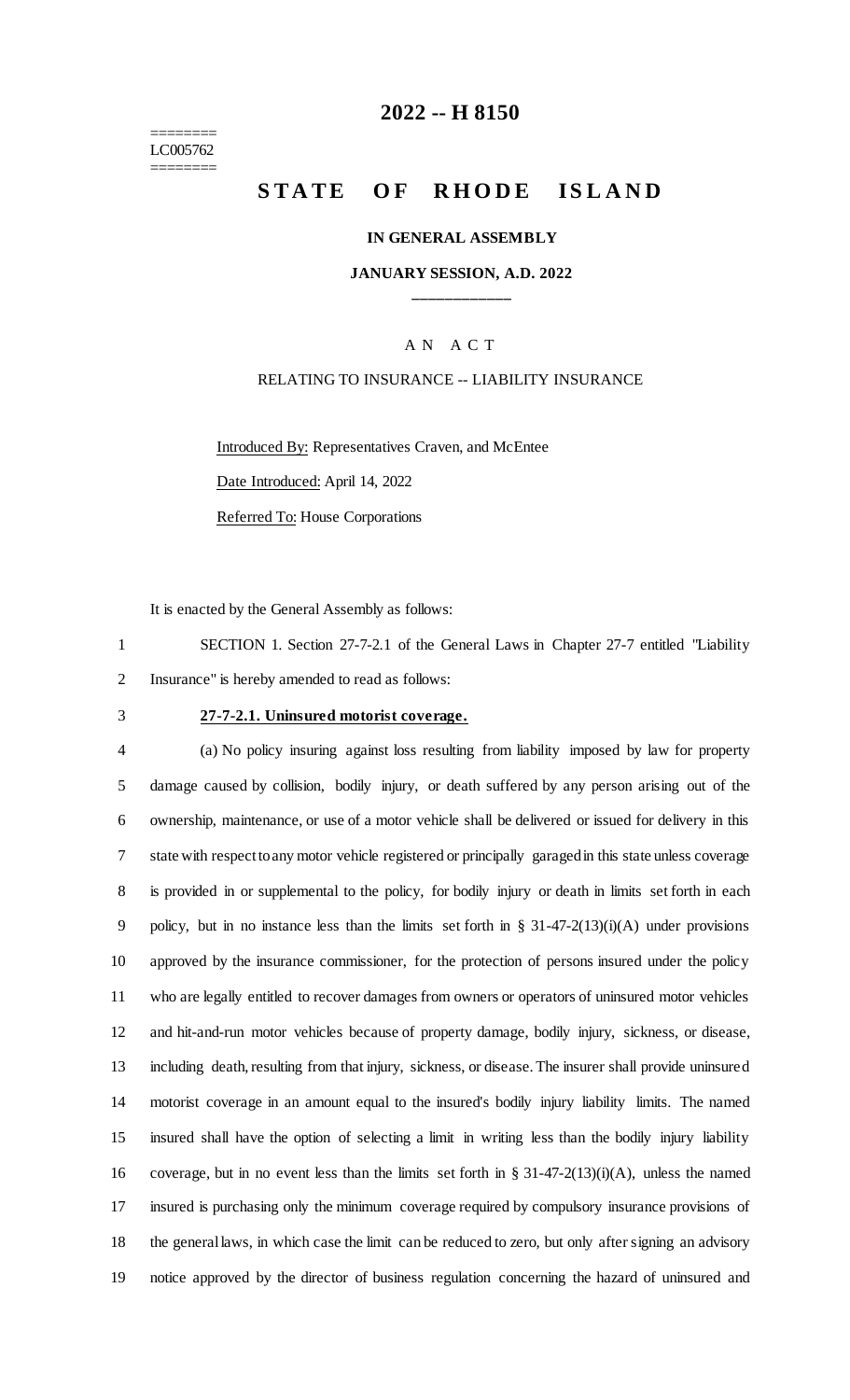# 2022 -- H 8150

========
LC005762
========

## STATE OF RHODE ISLAND

**IN GENERAL ASSEMBLY**

**JANUARY SESSION, A.D. 2022**

\_\_\_\_\_\_\_\_\_\_\_\_

A N A C T

RELATING TO INSURANCE -- LIABILITY INSURANCE

Introduced By: Representatives Craven, and McEntee

Date Introduced: April 14, 2022

Referred To: House Corporations

It is enacted by the General Assembly as follows:

SECTION 1. Section 27-7-2.1 of the General Laws in Chapter 27-7 entitled "Liability Insurance" is hereby amended to read as follows:

**27-7-2.1. Uninsured motorist coverage.**

(a) No policy insuring against loss resulting from liability imposed by law for property damage caused by collision, bodily injury, or death suffered by any person arising out of the ownership, maintenance, or use of a motor vehicle shall be delivered or issued for delivery in this state with respect to any motor vehicle registered or principally garaged in this state unless coverage is provided in or supplemental to the policy, for bodily injury or death in limits set forth in each policy, but in no instance less than the limits set forth in § 31-47-2(13)(i)(A) under provisions approved by the insurance commissioner, for the protection of persons insured under the policy who are legally entitled to recover damages from owners or operators of uninsured motor vehicles and hit-and-run motor vehicles because of property damage, bodily injury, sickness, or disease, including death, resulting from that injury, sickness, or disease. The insurer shall provide uninsured motorist coverage in an amount equal to the insured's bodily injury liability limits. The named insured shall have the option of selecting a limit in writing less than the bodily injury liability coverage, but in no event less than the limits set forth in § 31-47-2(13)(i)(A), unless the named insured is purchasing only the minimum coverage required by compulsory insurance provisions of the general laws, in which case the limit can be reduced to zero, but only after signing an advisory notice approved by the director of business regulation concerning the hazard of uninsured and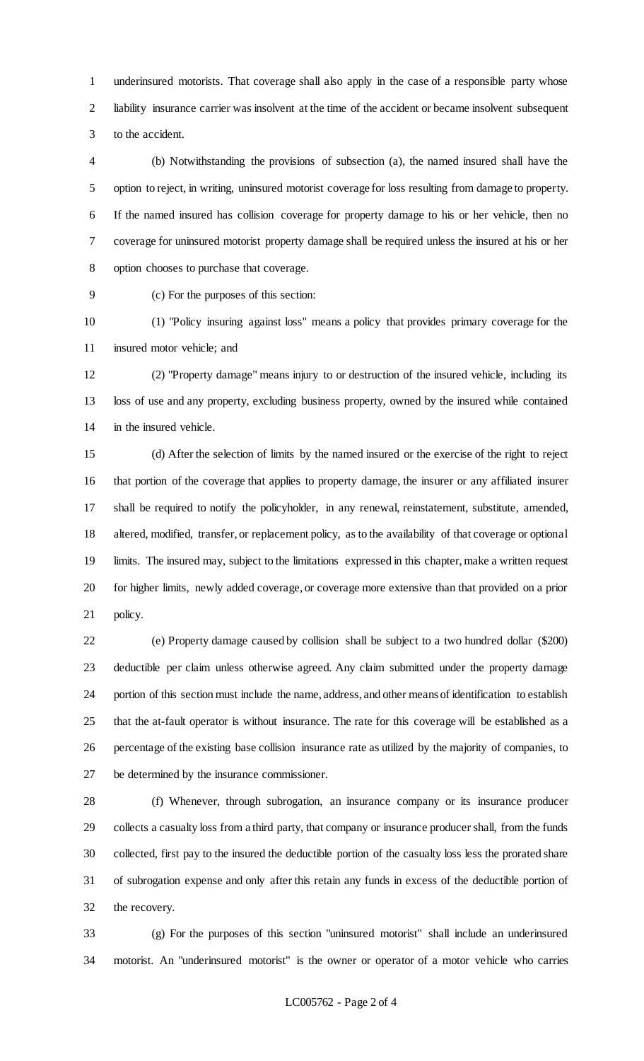underinsured motorists. That coverage shall also apply in the case of a responsible party whose liability insurance carrier was insolvent at the time of the accident or became insolvent subsequent to the accident.

(b) Notwithstanding the provisions of subsection (a), the named insured shall have the option to reject, in writing, uninsured motorist coverage for loss resulting from damage to property. If the named insured has collision coverage for property damage to his or her vehicle, then no coverage for uninsured motorist property damage shall be required unless the insured at his or her option chooses to purchase that coverage.

(c) For the purposes of this section:

(1) "Policy insuring against loss" means a policy that provides primary coverage for the insured motor vehicle; and

(2) "Property damage" means injury to or destruction of the insured vehicle, including its loss of use and any property, excluding business property, owned by the insured while contained in the insured vehicle.

(d) After the selection of limits by the named insured or the exercise of the right to reject that portion of the coverage that applies to property damage, the insurer or any affiliated insurer shall be required to notify the policyholder, in any renewal, reinstatement, substitute, amended, altered, modified, transfer, or replacement policy, as to the availability of that coverage or optional limits. The insured may, subject to the limitations expressed in this chapter, make a written request for higher limits, newly added coverage, or coverage more extensive than that provided on a prior policy.

(e) Property damage caused by collision shall be subject to a two hundred dollar ($200) deductible per claim unless otherwise agreed. Any claim submitted under the property damage portion of this section must include the name, address, and other means of identification to establish that the at-fault operator is without insurance. The rate for this coverage will be established as a percentage of the existing base collision insurance rate as utilized by the majority of companies, to be determined by the insurance commissioner.

(f) Whenever, through subrogation, an insurance company or its insurance producer collects a casualty loss from a third party, that company or insurance producer shall, from the funds collected, first pay to the insured the deductible portion of the casualty loss less the prorated share of subrogation expense and only after this retain any funds in excess of the deductible portion of the recovery.

(g) For the purposes of this section "uninsured motorist" shall include an underinsured motorist. An "underinsured motorist" is the owner or operator of a motor vehicle who carries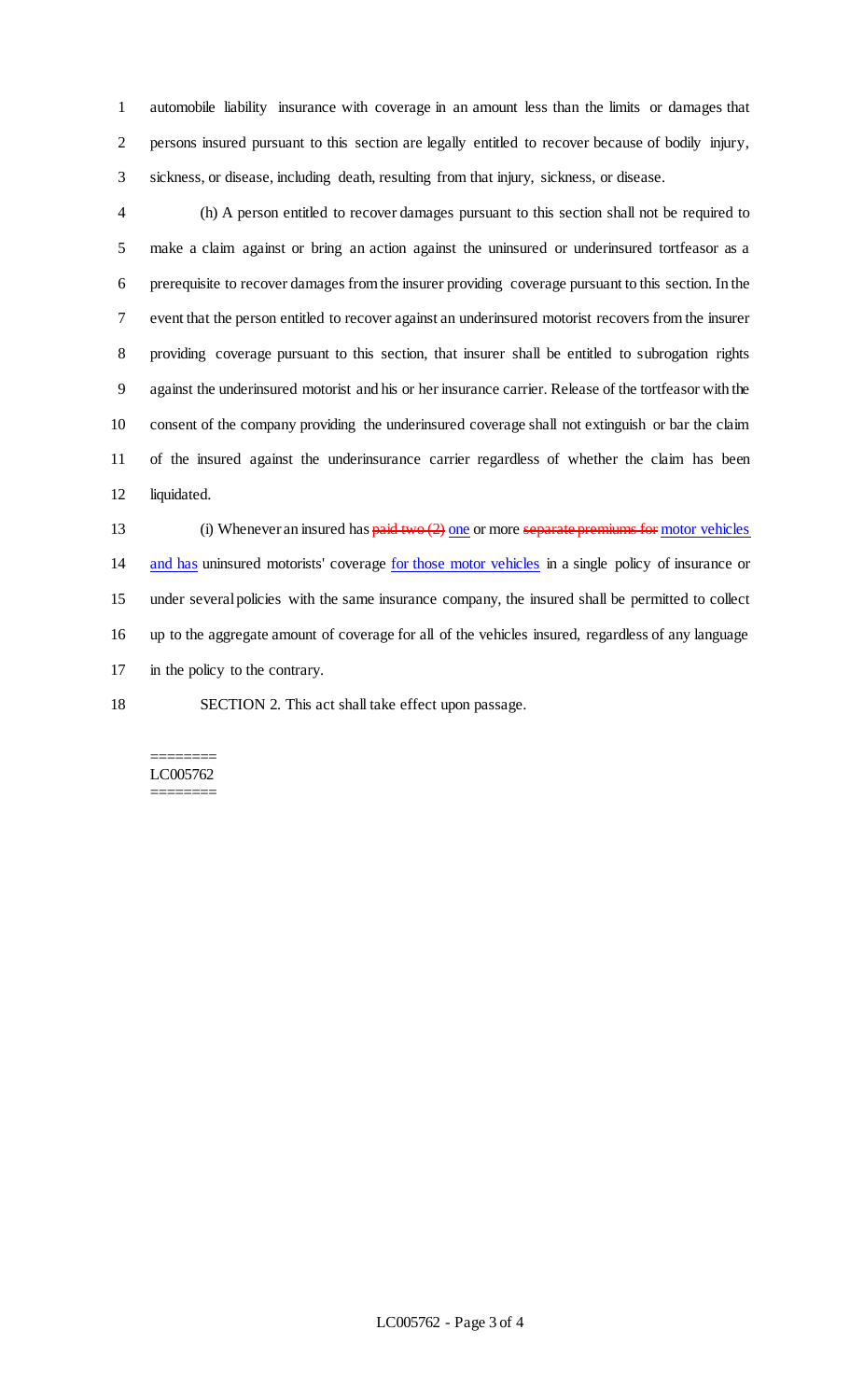automobile liability insurance with coverage in an amount less than the limits or damages that persons insured pursuant to this section are legally entitled to recover because of bodily injury, sickness, or disease, including death, resulting from that injury, sickness, or disease.

(h) A person entitled to recover damages pursuant to this section shall not be required to make a claim against or bring an action against the uninsured or underinsured tortfeasor as a prerequisite to recover damages from the insurer providing coverage pursuant to this section. In the event that the person entitled to recover against an underinsured motorist recovers from the insurer providing coverage pursuant to this section, that insurer shall be entitled to subrogation rights against the underinsured motorist and his or her insurance carrier. Release of the tortfeasor with the consent of the company providing the underinsured coverage shall not extinguish or bar the claim of the insured against the underinsurance carrier regardless of whether the claim has been liquidated.

(i) Whenever an insured has ~~paid two (2)~~ <u>one</u> or more ~~separate premiums for~~ <u>motor vehicles and has</u> uninsured motorists' coverage <u>for those motor vehicles</u> in a single policy of insurance or under several policies with the same insurance company, the insured shall be permitted to collect up to the aggregate amount of coverage for all of the vehicles insured, regardless of any language in the policy to the contrary.

SECTION 2. This act shall take effect upon passage.

========
LC005762
========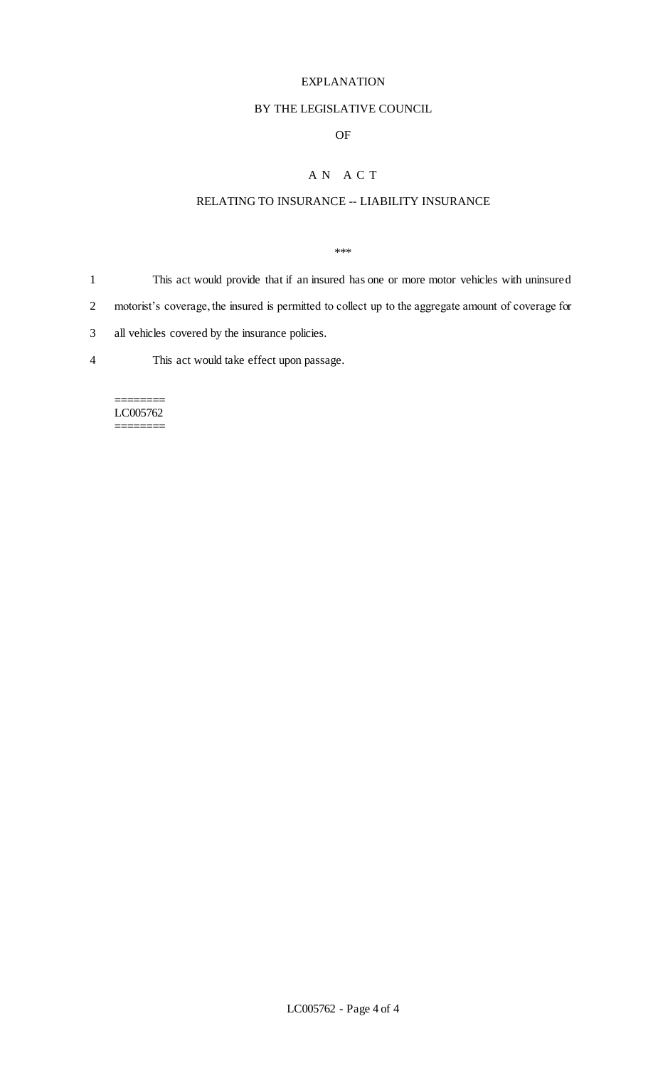EXPLANATION

BY THE LEGISLATIVE COUNCIL

OF

A N A C T

RELATING TO INSURANCE -- LIABILITY INSURANCE

\*\*\*

1 This act would provide that if an insured has one or more motor vehicles with uninsured
2 motorist's coverage, the insured is permitted to collect up to the aggregate amount of coverage for
3 all vehicles covered by the insurance policies.
4 This act would take effect upon passage.

========
LC005762
========